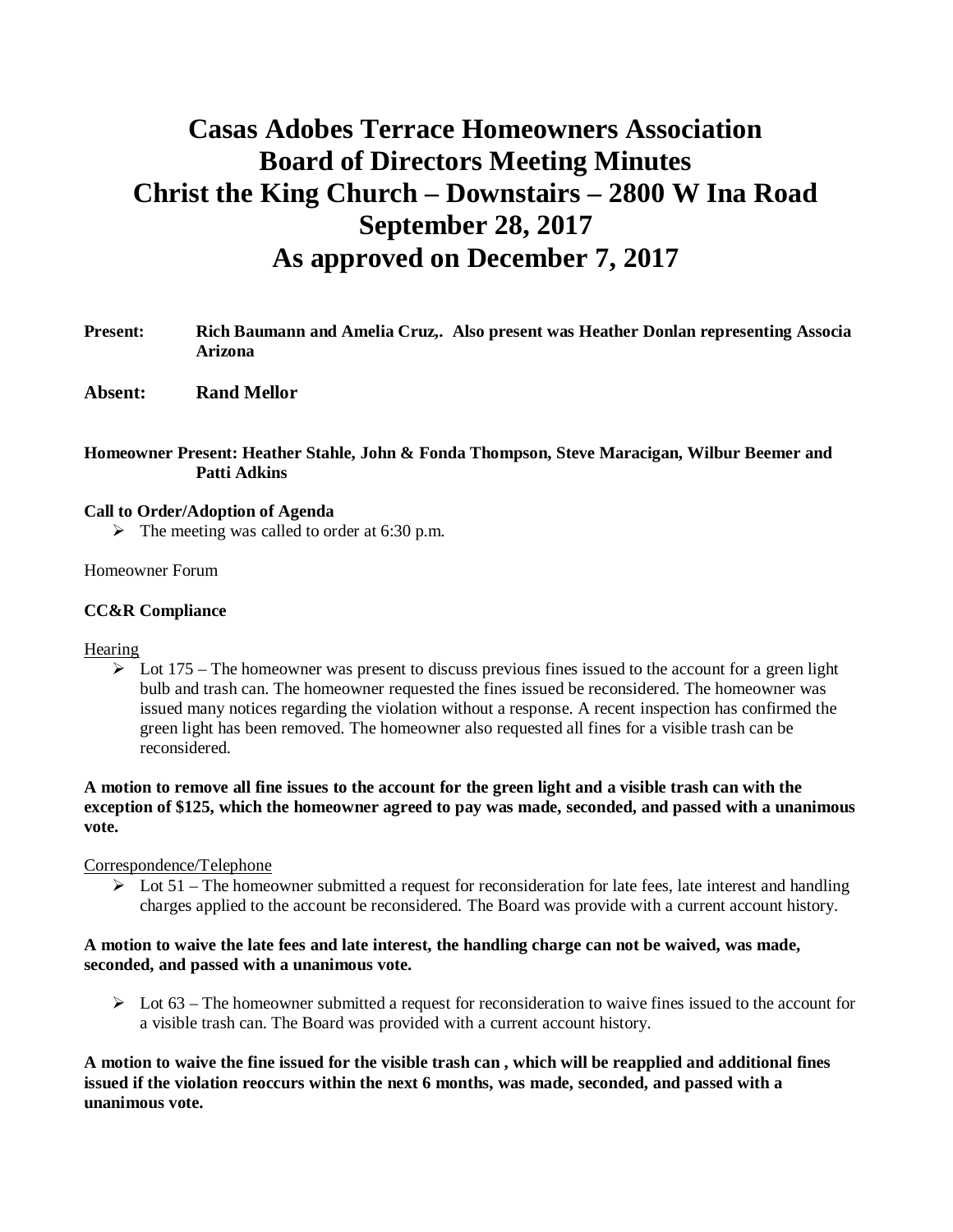# Casas Adobes Terrace Homeowners Association
# Board of Directors Meeting Minutes
# Christ the King Church – Downstairs – 2800 W Ina Road
# September 28, 2017
# As approved on December 7, 2017

**Present:** **Rich Baumann and Amelia Cruz,. Also present was Heather Donlan representing Associa Arizona**

**Absent:** **Rand Mellor**

**Homeowner Present: Heather Stahle, John & Fonda Thompson, Steve Maracigan, Wilbur Beemer and Patti Adkins**

**Call to Order/Adoption of Agenda**

- The meeting was called to order at 6:30 p.m.

Homeowner Forum

**CC&R Compliance**

Hearing

- Lot 175 – The homeowner was present to discuss previous fines issued to the account for a green light bulb and trash can. The homeowner requested the fines issued be reconsidered. The homeowner was issued many notices regarding the violation without a response. A recent inspection has confirmed the green light has been removed. The homeowner also requested all fines for a visible trash can be reconsidered.

**A motion to remove all fine issues to the account for the green light and a visible trash can with the exception of $125, which the homeowner agreed to pay was made, seconded, and passed with a unanimous vote.**

Correspondence/Telephone

- Lot 51 – The homeowner submitted a request for reconsideration for late fees, late interest and handling charges applied to the account be reconsidered. The Board was provide with a current account history.

**A motion to waive the late fees and late interest, the handling charge can not be waived, was made, seconded, and passed with a unanimous vote.**

- Lot 63 – The homeowner submitted a request for reconsideration to waive fines issued to the account for a visible trash can. The Board was provided with a current account history.

**A motion to waive the fine issued for the visible trash can , which will be reapplied and additional fines issued if the violation reoccurs within the next 6 months, was made, seconded, and passed with a unanimous vote.**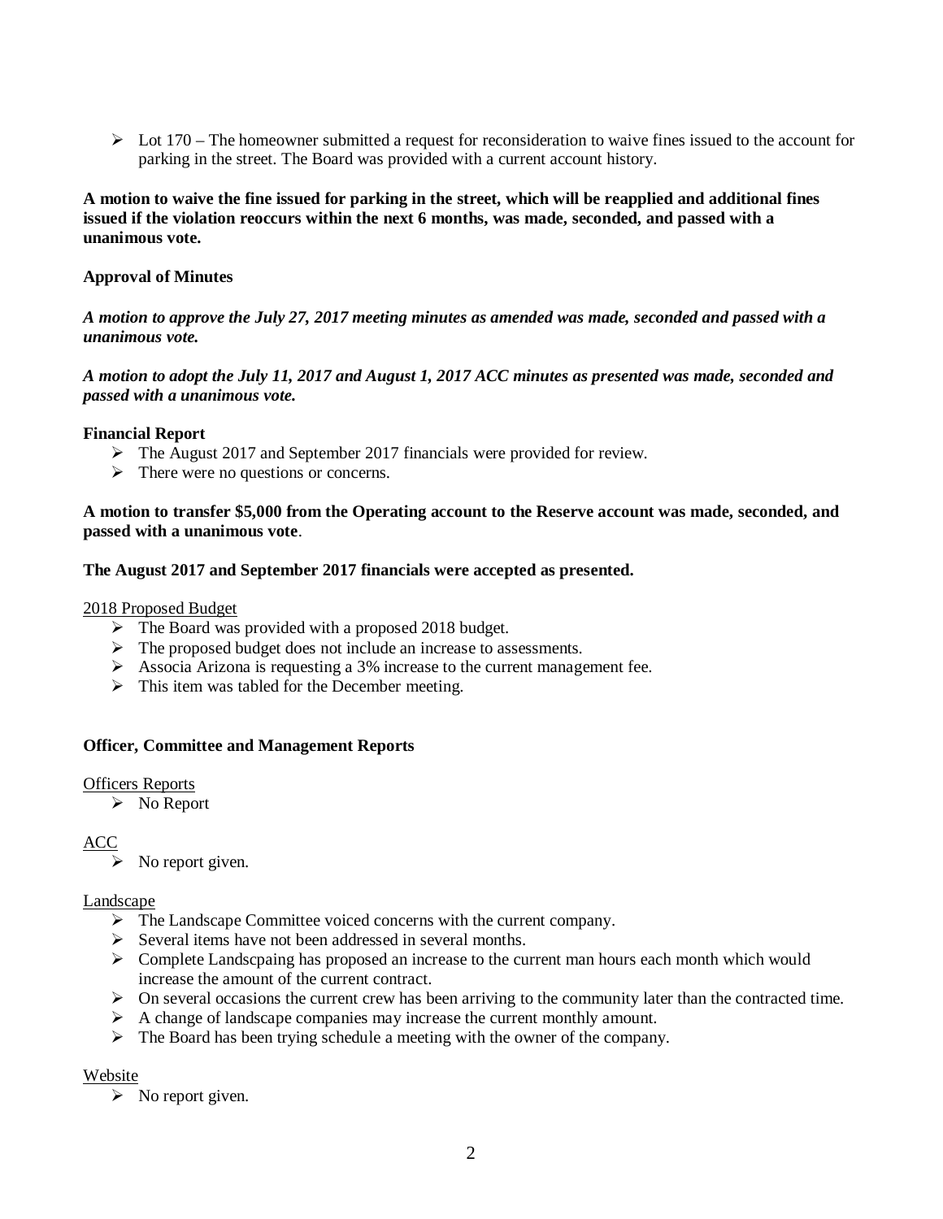- Lot 170 – The homeowner submitted a request for reconsideration to waive fines issued to the account for parking in the street. The Board was provided with a current account history.

**A motion to waive the fine issued for parking in the street, which will be reapplied and additional fines issued if the violation reoccurs within the next 6 months, was made, seconded, and passed with a unanimous vote.**

**Approval of Minutes**

***A motion to approve the July 27, 2017 meeting minutes as amended was made, seconded and passed with a unanimous vote.***

***A motion to adopt the July 11, 2017 and August 1, 2017 ACC minutes as presented was made, seconded and passed with a unanimous vote.***

**Financial Report**

- The August 2017 and September 2017 financials were provided for review.
- There were no questions or concerns.

**A motion to transfer $5,000 from the Operating account to the Reserve account was made, seconded, and passed with a unanimous vote**.

**The August 2017 and September 2017 financials were accepted as presented.**

<u>2018 Proposed Budget</u>

- The Board was provided with a proposed 2018 budget.
- The proposed budget does not include an increase to assessments.
- Associa Arizona is requesting a 3% increase to the current management fee.
- This item was tabled for the December meeting.

**Officer, Committee and Management Reports**

<u>Officers Reports</u>

- No Report

<u>ACC</u>

- No report given.

<u>Landscape</u>

- The Landscape Committee voiced concerns with the current company.
- Several items have not been addressed in several months.
- Complete Landscpaing has proposed an increase to the current man hours each month which would increase the amount of the current contract.
- On several occasions the current crew has been arriving to the community later than the contracted time.
- A change of landscape companies may increase the current monthly amount.
- The Board has been trying schedule a meeting with the owner of the company.

<u>Website</u>

- No report given.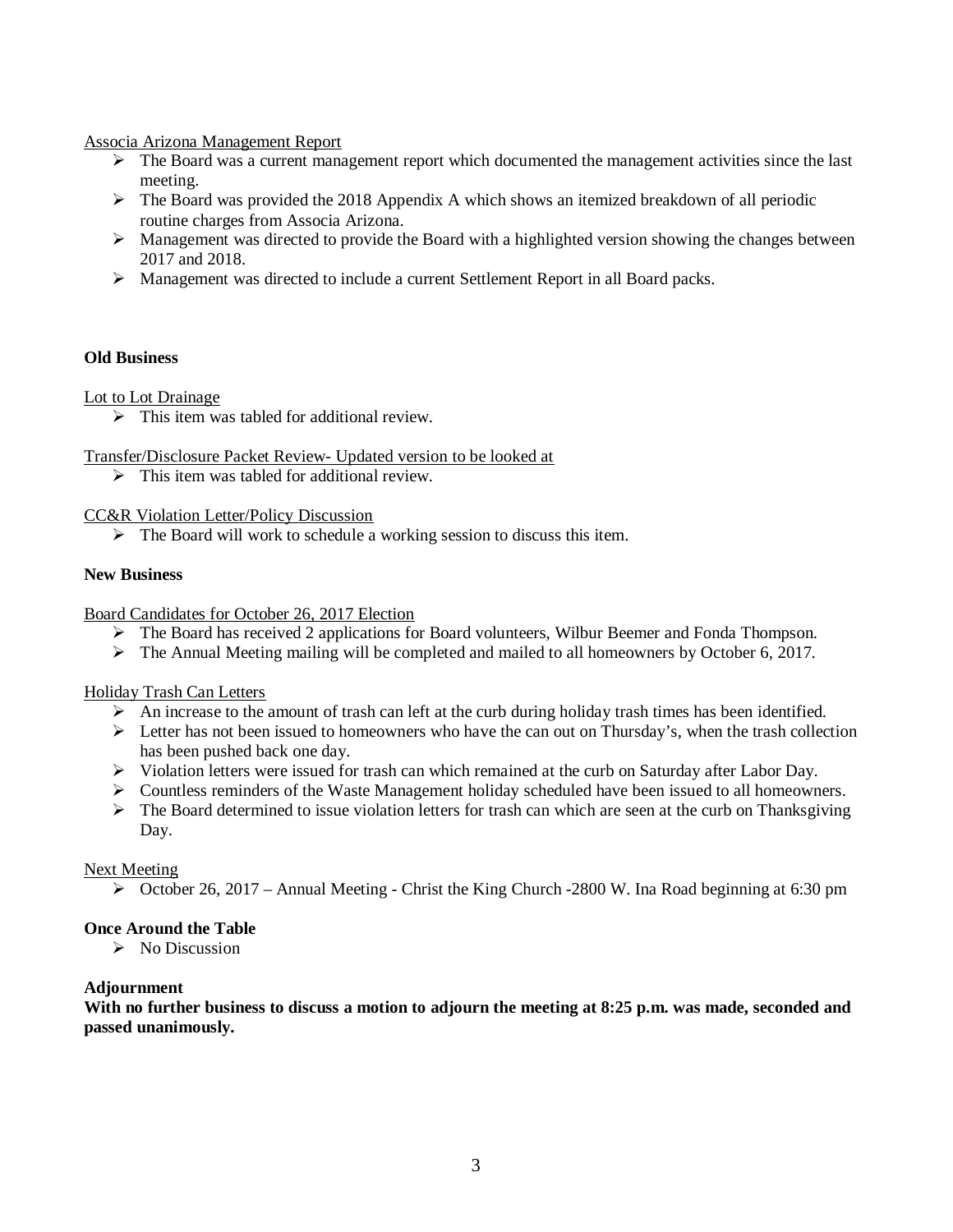Associa Arizona Management Report

- The Board was a current management report which documented the management activities since the last meeting.
- The Board was provided the 2018 Appendix A which shows an itemized breakdown of all periodic routine charges from Associa Arizona.
- Management was directed to provide the Board with a highlighted version showing the changes between 2017 and 2018.
- Management was directed to include a current Settlement Report in all Board packs.

**Old Business**

Lot to Lot Drainage

- This item was tabled for additional review.

Transfer/Disclosure Packet Review- Updated version to be looked at

- This item was tabled for additional review.

CC&R Violation Letter/Policy Discussion

- The Board will work to schedule a working session to discuss this item.

**New Business**

Board Candidates for October 26, 2017 Election

- The Board has received 2 applications for Board volunteers, Wilbur Beemer and Fonda Thompson.
- The Annual Meeting mailing will be completed and mailed to all homeowners by October 6, 2017.

Holiday Trash Can Letters

- An increase to the amount of trash can left at the curb during holiday trash times has been identified.
- Letter has not been issued to homeowners who have the can out on Thursday's, when the trash collection has been pushed back one day.
- Violation letters were issued for trash can which remained at the curb on Saturday after Labor Day.
- Countless reminders of the Waste Management holiday scheduled have been issued to all homeowners.
- The Board determined to issue violation letters for trash can which are seen at the curb on Thanksgiving Day.

Next Meeting

- October 26, 2017 – Annual Meeting - Christ the King Church -2800 W. Ina Road beginning at 6:30 pm

**Once Around the Table**

- No Discussion

**Adjournment**

**With no further business to discuss a motion to adjourn the meeting at 8:25 p.m. was made, seconded and passed unanimously.**